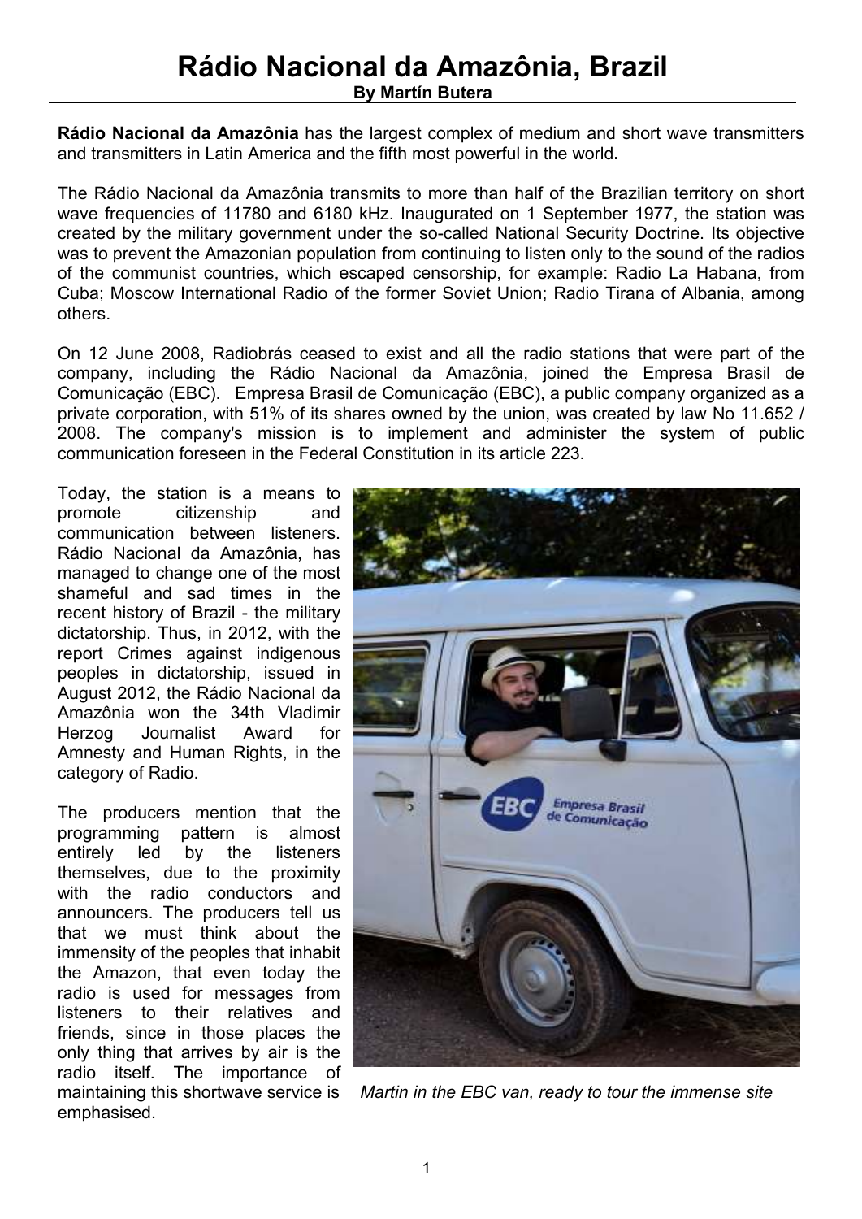# Rádio Nacional da Amazônia, Brazil

**By Martín Butera**

**Rádio Nacional da Amazônia** has the largest complex of medium and short wave transmitters and transmitters in Latin America and the fifth most powerful in the world**.**

The Rádio Nacional da Amazônia transmits to more than half of the Brazilian territory on short wave frequencies of 11780 and 6180 kHz. Inaugurated on 1 September 1977, the station was created by the military government under the so-called National Security Doctrine. Its objective was to prevent the Amazonian population from continuing to listen only to the sound of the radios of the communist countries, which escaped censorship, for example: Radio La Habana, from Cuba; Moscow International Radio of the former Soviet Union; Radio Tirana of Albania, among others.

On 12 June 2008, Radiobrás ceased to exist and all the radio stations that were part of the company, including the Rádio Nacional da Amazônia, joined the Empresa Brasil de Comunicação (EBC). Empresa Brasil de Comunicação (EBC), a public company organized as a private corporation, with 51% of its shares owned by the union, was created by law No 11.652 / 2008. The company's mission is to implement and administer the system of public communication foreseen in the Federal Constitution in its article 223.

Today, the station is a means to promote citizenship and communication between listeners. Rádio Nacional da Amazônia, has managed to change one of the most shameful and sad times in the recent history of Brazil - the military dictatorship. Thus, in 2012, with the report Crimes against indigenous peoples in dictatorship, issued in August 2012, the Rádio Nacional da Amazônia won the 34th Vladimir Herzog Journalist Award for Amnesty and Human Rights, in the category of Radio.

The producers mention that the programming pattern is almost entirely led by the listeners themselves, due to the proximity with the radio conductors and announcers. The producers tell us that we must think about the immensity of the peoples that inhabit the Amazon, that even today the radio is used for messages from listeners to their relatives and friends, since in those places the only thing that arrives by air is the radio itself. The importance of maintaining this shortwave service is emphasised.

*Martin in the EBC van, ready to tour the immense site*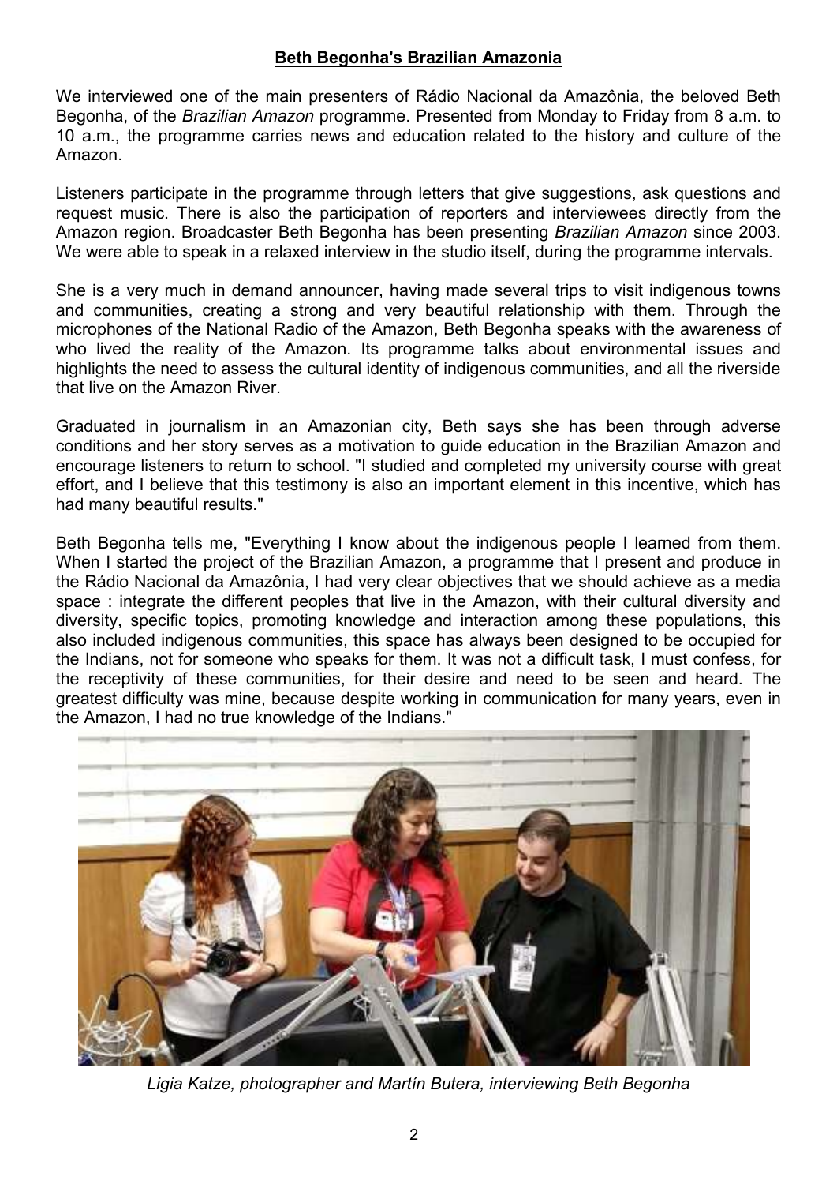**Beth Begonha's Brazilian Amazonia**

We interviewed one of the main presenters of Rádio Nacional da Amazônia, the beloved Beth Begonha, of the *Brazilian Amazon* programme. Presented from Monday to Friday from 8 a.m. to 10 a.m., the programme carries news and education related to the history and culture of the Amazon.

Listeners participate in the programme through letters that give suggestions, ask questions and request music. There is also the participation of reporters and interviewees directly from the Amazon region. Broadcaster Beth Begonha has been presenting *Brazilian Amazon* since 2003. We were able to speak in a relaxed interview in the studio itself, during the programme intervals.

She is a very much in demand announcer, having made several trips to visit indigenous towns and communities, creating a strong and very beautiful relationship with them. Through the microphones of the National Radio of the Amazon, Beth Begonha speaks with the awareness of who lived the reality of the Amazon. Its programme talks about environmental issues and highlights the need to assess the cultural identity of indigenous communities, and all the riverside that live on the Amazon River.

Graduated in journalism in an Amazonian city, Beth says she has been through adverse conditions and her story serves as a motivation to guide education in the Brazilian Amazon and encourage listeners to return to school. "I studied and completed my university course with great effort, and I believe that this testimony is also an important element in this incentive, which has had many beautiful results."

Beth Begonha tells me, "Everything I know about the indigenous people I learned from them. When I started the project of the Brazilian Amazon, a programme that I present and produce in the Rádio Nacional da Amazônia, I had very clear objectives that we should achieve as a media space : integrate the different peoples that live in the Amazon, with their cultural diversity and diversity, specific topics, promoting knowledge and interaction among these populations, this also included indigenous communities, this space has always been designed to be occupied for the Indians, not for someone who speaks for them. It was not a difficult task, I must confess, for the receptivity of these communities, for their desire and need to be seen and heard. The greatest difficulty was mine, because despite working in communication for many years, even in the Amazon, I had no true knowledge of the Indians."

*Ligia Katze, photographer and Martín Butera, interviewing Beth Begonha*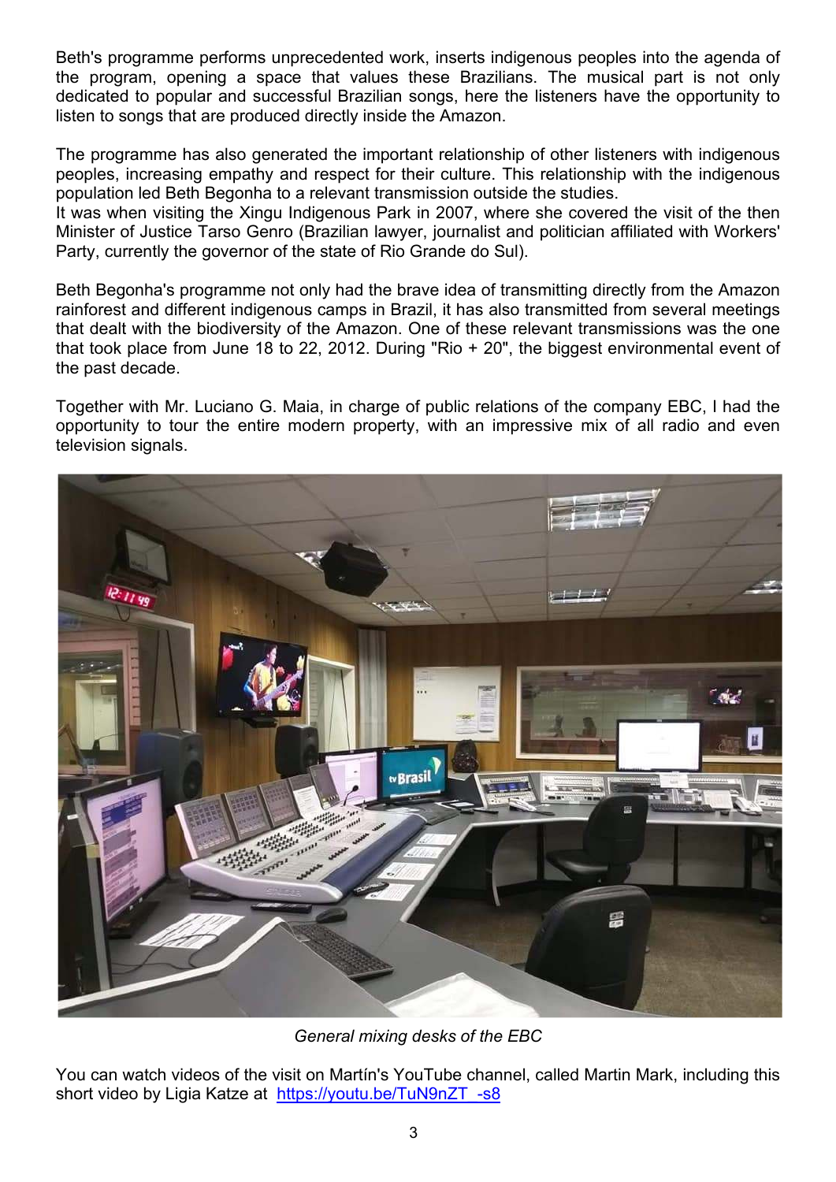Beth's programme performs unprecedented work, inserts indigenous peoples into the agenda of the program, opening a space that values these Brazilians. The musical part is not only dedicated to popular and successful Brazilian songs, here the listeners have the opportunity to listen to songs that are produced directly inside the Amazon.

The programme has also generated the important relationship of other listeners with indigenous peoples, increasing empathy and respect for their culture. This relationship with the indigenous population led Beth Begonha to a relevant transmission outside the studies.
It was when visiting the Xingu Indigenous Park in 2007, where she covered the visit of the then Minister of Justice Tarso Genro (Brazilian lawyer, journalist and politician affiliated with Workers' Party, currently the governor of the state of Rio Grande do Sul).

Beth Begonha's programme not only had the brave idea of transmitting directly from the Amazon rainforest and different indigenous camps in Brazil, it has also transmitted from several meetings that dealt with the biodiversity of the Amazon. One of these relevant transmissions was the one that took place from June 18 to 22, 2012. During "Rio + 20", the biggest environmental event of the past decade.

Together with Mr. Luciano G. Maia, in charge of public relations of the company EBC, I had the opportunity to tour the entire modern property, with an impressive mix of all radio and even television signals.

*General mixing desks of the EBC*

You can watch videos of the visit on Martín's YouTube channel, called Martin Mark, including this short video by Ligia Katze at https://youtu.be/TuN9nZT_-s8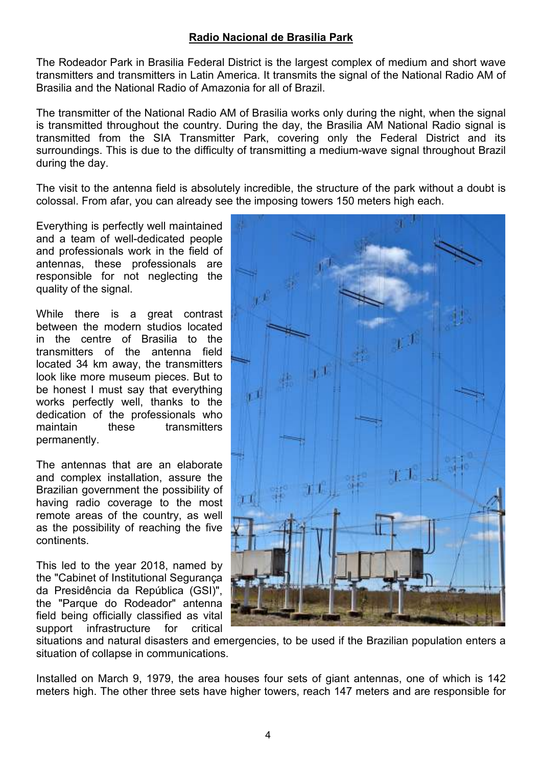## Radio Nacional de Brasilia Park

The Rodeador Park in Brasilia Federal District is the largest complex of medium and short wave transmitters and transmitters in Latin America. It transmits the signal of the National Radio AM of Brasilia and the National Radio of Amazonia for all of Brazil.

The transmitter of the National Radio AM of Brasilia works only during the night, when the signal is transmitted throughout the country. During the day, the Brasilia AM National Radio signal is transmitted from the SIA Transmitter Park, covering only the Federal District and its surroundings. This is due to the difficulty of transmitting a medium-wave signal throughout Brazil during the day.

The visit to the antenna field is absolutely incredible, the structure of the park without a doubt is colossal. From afar, you can already see the imposing towers 150 meters high each.

Everything is perfectly well maintained and a team of well-dedicated people and professionals work in the field of antennas, these professionals are responsible for not neglecting the quality of the signal.

While there is a great contrast between the modern studios located in the centre of Brasilia to the transmitters of the antenna field located 34 km away, the transmitters look like more museum pieces. But to be honest I must say that everything works perfectly well, thanks to the dedication of the professionals who maintain these transmitters permanently.

The antennas that are an elaborate and complex installation, assure the Brazilian government the possibility of having radio coverage to the most remote areas of the country, as well as the possibility of reaching the five continents.

This led to the year 2018, named by the "Cabinet of Institutional Segurança da Presidência da República (GSI)", the "Parque do Rodeador" antenna field being officially classified as vital support infrastructure for critical situations and natural disasters and emergencies, to be used if the Brazilian population enters a situation of collapse in communications.

Installed on March 9, 1979, the area houses four sets of giant antennas, one of which is 142 meters high. The other three sets have higher towers, reach 147 meters and are responsible for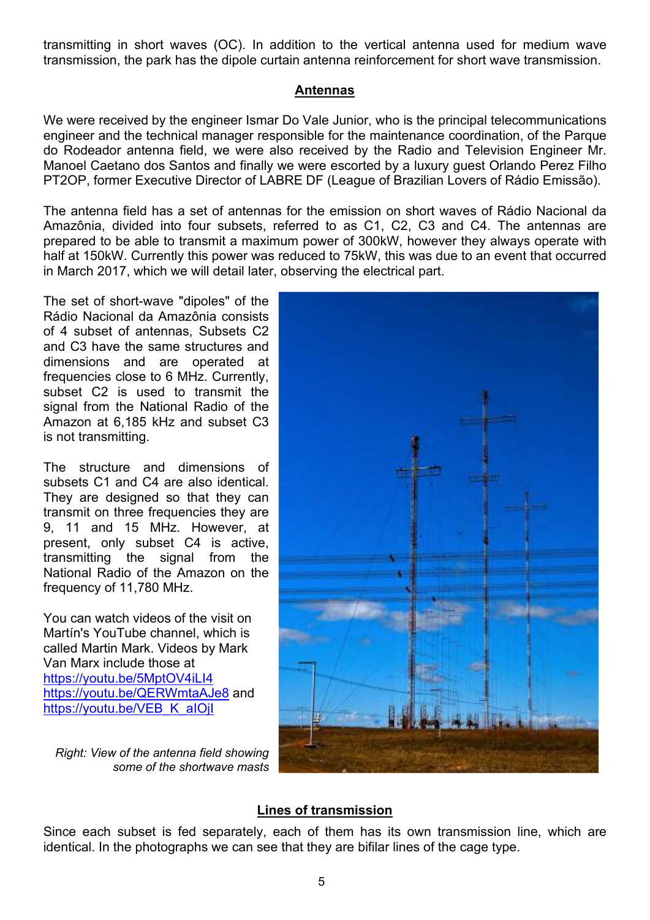transmitting in short waves (OC). In addition to the vertical antenna used for medium wave transmission, the park has the dipole curtain antenna reinforcement for short wave transmission.

## Antennas

We were received by the engineer Ismar Do Vale Junior, who is the principal telecommunications engineer and the technical manager responsible for the maintenance coordination, of the Parque do Rodeador antenna field, we were also received by the Radio and Television Engineer Mr. Manoel Caetano dos Santos and finally we were escorted by a luxury guest Orlando Perez Filho PT2OP, former Executive Director of LABRE DF (League of Brazilian Lovers of Rádio Emissão).

The antenna field has a set of antennas for the emission on short waves of Rádio Nacional da Amazônia, divided into four subsets, referred to as C1, C2, C3 and C4. The antennas are prepared to be able to transmit a maximum power of 300kW, however they always operate with half at 150kW. Currently this power was reduced to 75kW, this was due to an event that occurred in March 2017, which we will detail later, observing the electrical part.

The set of short-wave "dipoles" of the Rádio Nacional da Amazônia consists of 4 subset of antennas, Subsets C2 and C3 have the same structures and dimensions and are operated at frequencies close to 6 MHz. Currently, subset C2 is used to transmit the signal from the National Radio of the Amazon at 6,185 kHz and subset C3 is not transmitting.

The structure and dimensions of subsets C1 and C4 are also identical. They are designed so that they can transmit on three frequencies they are 9, 11 and 15 MHz. However, at present, only subset C4 is active, transmitting the signal from the National Radio of the Amazon on the frequency of 11,780 MHz.

You can watch videos of the visit on Martín's YouTube channel, which is called Martin Mark. Videos by Mark Van Marx include those at https://youtu.be/5MptOV4iLI4 https://youtu.be/QERWmtaAJe8 and https://youtu.be/VEB_K_aIOjl

*Right: View of the antenna field showing some of the shortwave masts*

## Lines of transmission

Since each subset is fed separately, each of them has its own transmission line, which are identical. In the photographs we can see that they are bifilar lines of the cage type.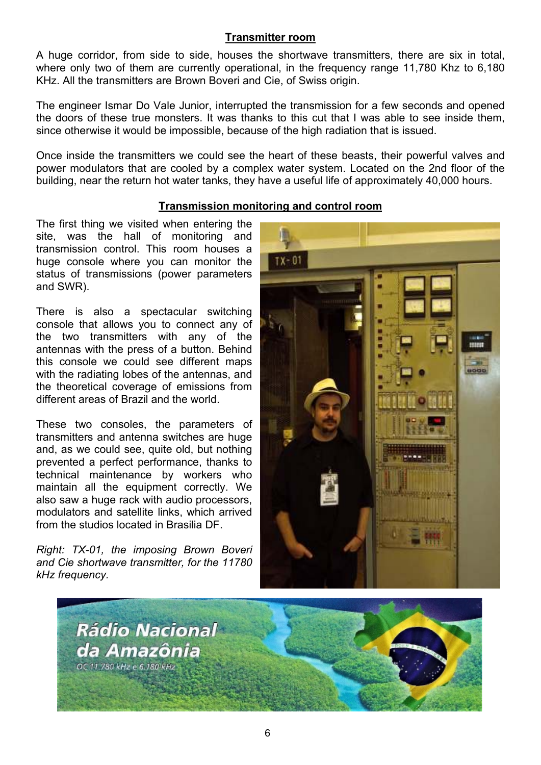## Transmitter room

A huge corridor, from side to side, houses the shortwave transmitters, there are six in total, where only two of them are currently operational, in the frequency range 11,780 Khz to 6,180 KHz. All the transmitters are Brown Boveri and Cie, of Swiss origin.

The engineer Ismar Do Vale Junior, interrupted the transmission for a few seconds and opened the doors of these true monsters. It was thanks to this cut that I was able to see inside them, since otherwise it would be impossible, because of the high radiation that is issued.

Once inside the transmitters we could see the heart of these beasts, their powerful valves and power modulators that are cooled by a complex water system. Located on the 2nd floor of the building, near the return hot water tanks, they have a useful life of approximately 40,000 hours.

## Transmission monitoring and control room

The first thing we visited when entering the site, was the hall of monitoring and transmission control. This room houses a huge console where you can monitor the status of transmissions (power parameters and SWR).

There is also a spectacular switching console that allows you to connect any of the two transmitters with any of the antennas with the press of a button. Behind this console we could see different maps with the radiating lobes of the antennas, and the theoretical coverage of emissions from different areas of Brazil and the world.

These two consoles, the parameters of transmitters and antenna switches are huge and, as we could see, quite old, but nothing prevented a perfect performance, thanks to technical maintenance by workers who maintain all the equipment correctly. We also saw a huge rack with audio processors, modulators and satellite links, which arrived from the studios located in Brasilia DF.

*Right: TX-01, the imposing Brown Boveri and Cie shortwave transmitter, for the 11780 kHz frequency.*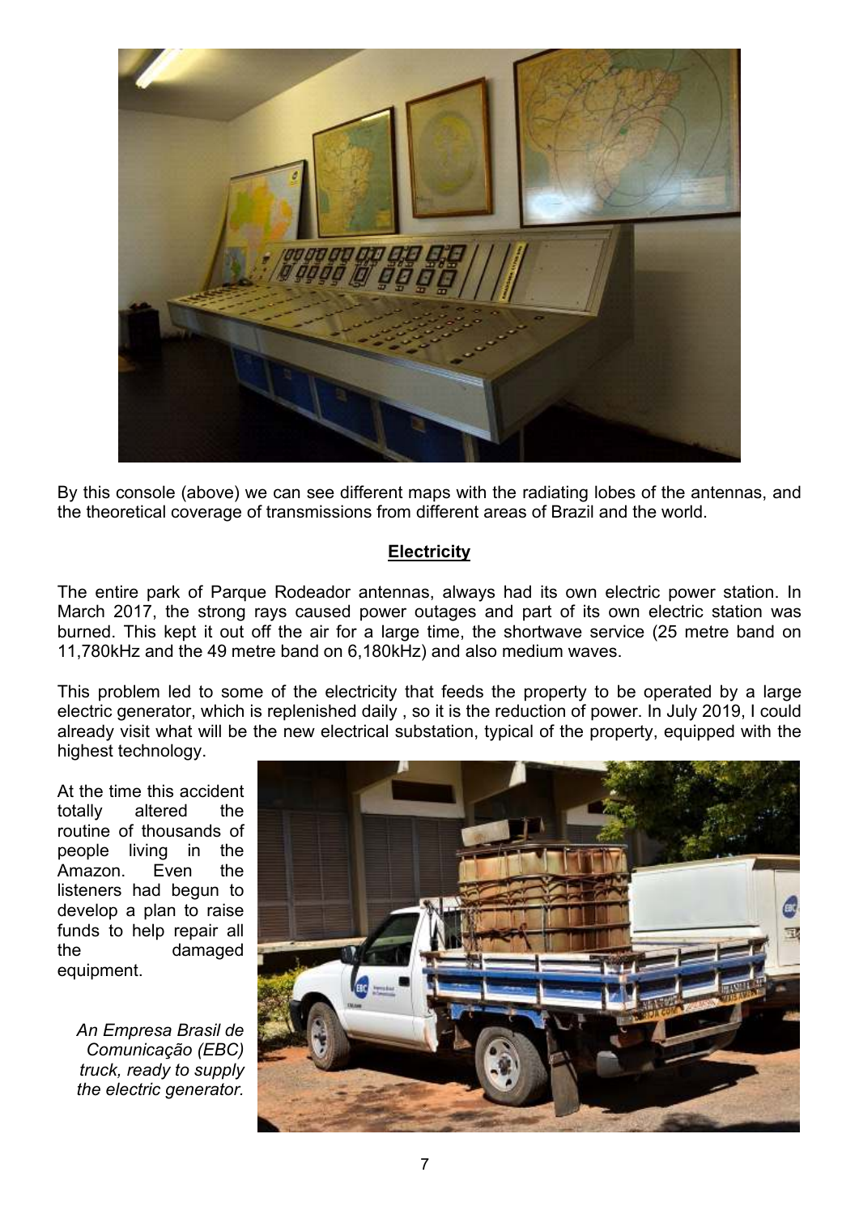By this console (above) we can see different maps with the radiating lobes of the antennas, and the theoretical coverage of transmissions from different areas of Brazil and the world.

## Electricity

The entire park of Parque Rodeador antennas, always had its own electric power station. In March 2017, the strong rays caused power outages and part of its own electric station was burned. This kept it out off the air for a large time, the shortwave service (25 metre band on 11,780kHz and the 49 metre band on 6,180kHz) and also medium waves.

This problem led to some of the electricity that feeds the property to be operated by a large electric generator, which is replenished daily , so it is the reduction of power. In July 2019, I could already visit what will be the new electrical substation, typical of the property, equipped with the highest technology.

At the time this accident totally altered the routine of thousands of people living in the Amazon. Even the listeners had begun to develop a plan to raise funds to help repair all the damaged equipment.

*An Empresa Brasil de Comunicação (EBC) truck, ready to supply the electric generator.*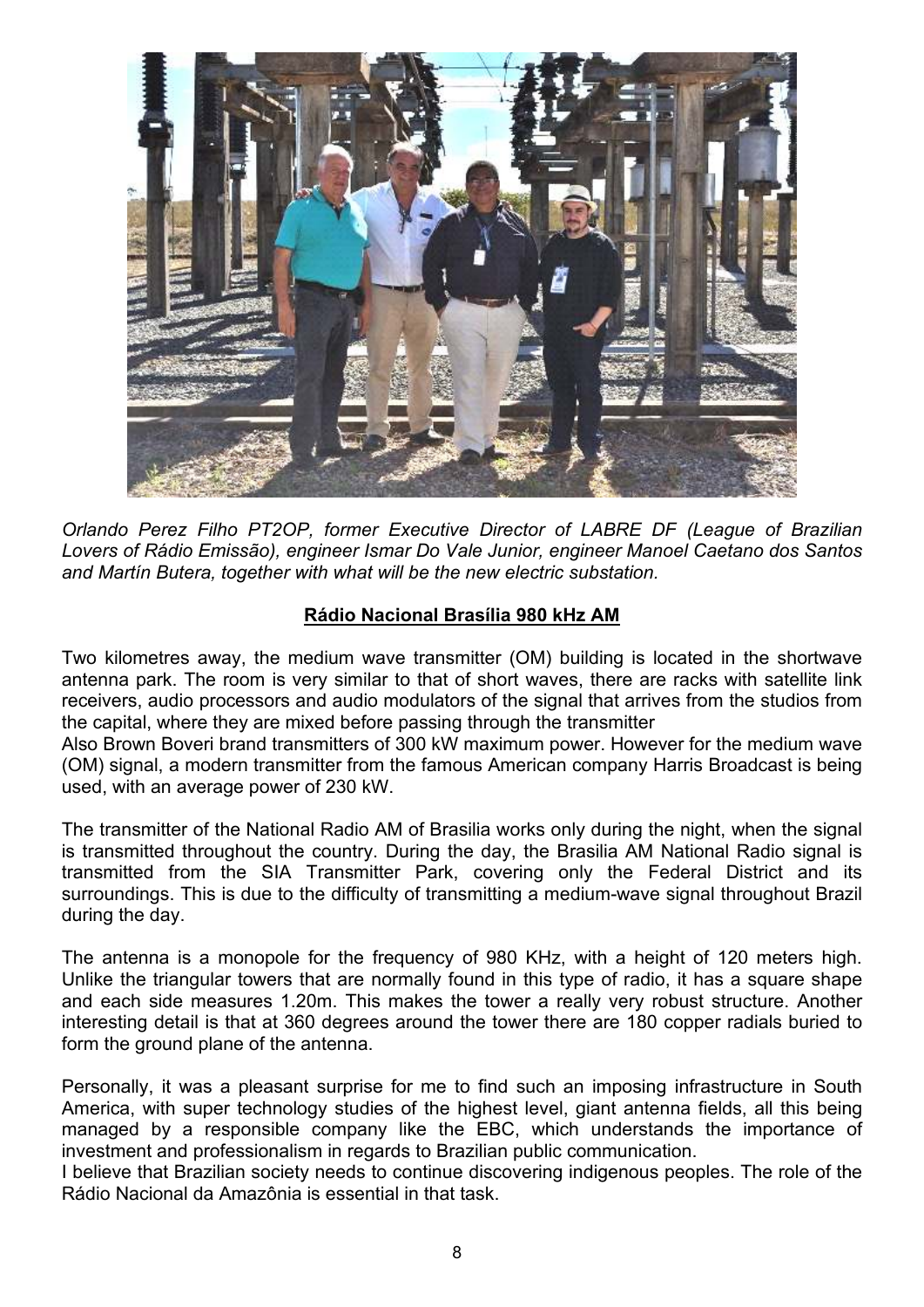*Orlando Perez Filho PT2OP, former Executive Director of LABRE DF (League of Brazilian Lovers of Rádio Emissão), engineer Ismar Do Vale Junior, engineer Manoel Caetano dos Santos and Martín Butera, together with what will be the new electric substation.*

## Rádio Nacional Brasília 980 kHz AM

Two kilometres away, the medium wave transmitter (OM) building is located in the shortwave antenna park. The room is very similar to that of short waves, there are racks with satellite link receivers, audio processors and audio modulators of the signal that arrives from the studios from the capital, where they are mixed before passing through the transmitter

Also Brown Boveri brand transmitters of 300 kW maximum power. However for the medium wave (OM) signal, a modern transmitter from the famous American company Harris Broadcast is being used, with an average power of 230 kW.

The transmitter of the National Radio AM of Brasilia works only during the night, when the signal is transmitted throughout the country. During the day, the Brasilia AM National Radio signal is transmitted from the SIA Transmitter Park, covering only the Federal District and its surroundings. This is due to the difficulty of transmitting a medium-wave signal throughout Brazil during the day.

The antenna is a monopole for the frequency of 980 KHz, with a height of 120 meters high. Unlike the triangular towers that are normally found in this type of radio, it has a square shape and each side measures 1.20m. This makes the tower a really very robust structure. Another interesting detail is that at 360 degrees around the tower there are 180 copper radials buried to form the ground plane of the antenna.

Personally, it was a pleasant surprise for me to find such an imposing infrastructure in South America, with super technology studies of the highest level, giant antenna fields, all this being managed by a responsible company like the EBC, which understands the importance of investment and professionalism in regards to Brazilian public communication.

I believe that Brazilian society needs to continue discovering indigenous peoples. The role of the Rádio Nacional da Amazônia is essential in that task.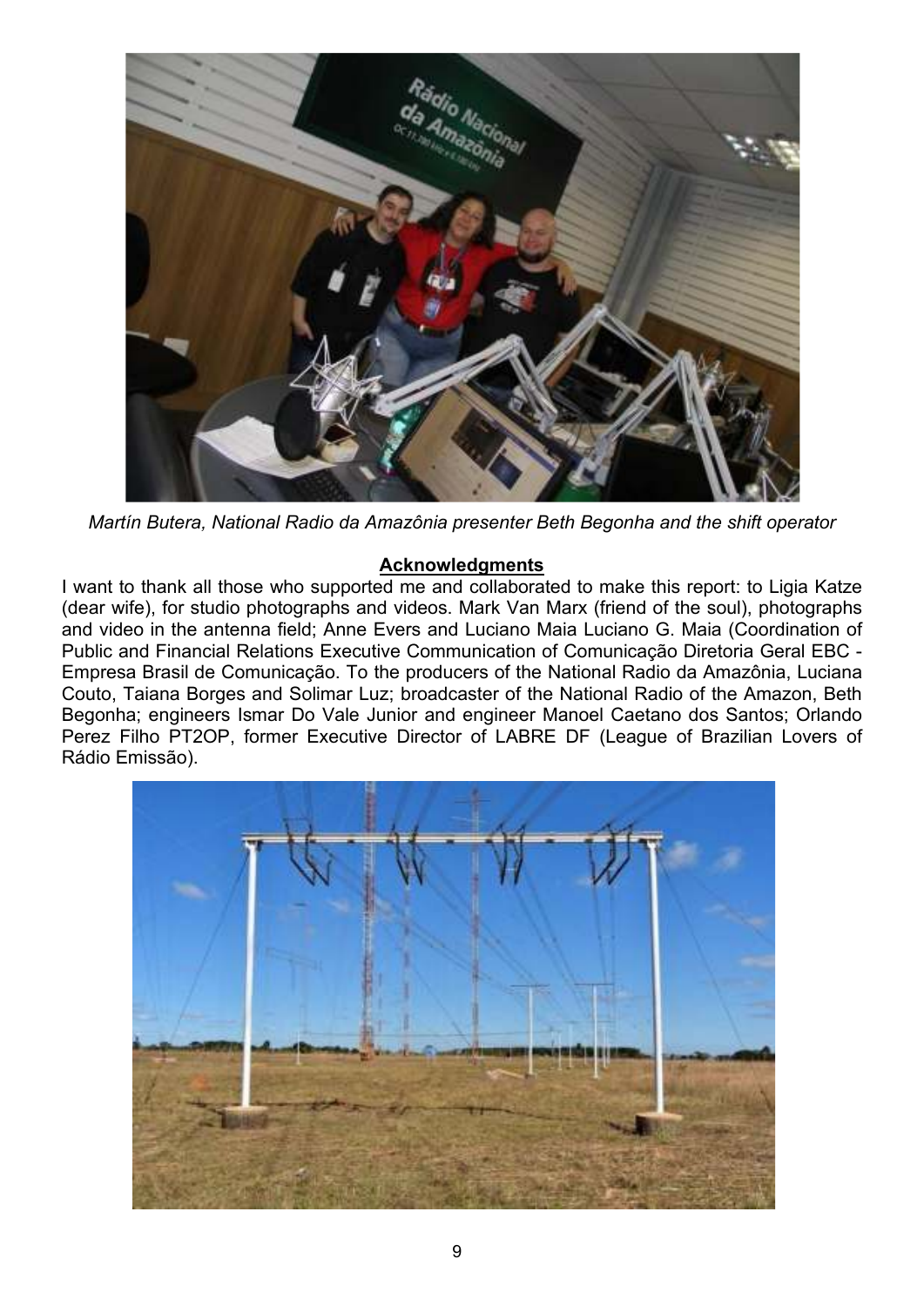*Martín Butera, National Radio da Amazônia presenter Beth Begonha and the shift operator*

## Acknowledgments

I want to thank all those who supported me and collaborated to make this report: to Ligia Katze (dear wife), for studio photographs and videos. Mark Van Marx (friend of the soul), photographs and video in the antenna field; Anne Evers and Luciano Maia Luciano G. Maia (Coordination of Public and Financial Relations Executive Communication of Comunicação Diretoria Geral EBC - Empresa Brasil de Comunicação. To the producers of the National Radio da Amazônia, Luciana Couto, Taiana Borges and Solimar Luz; broadcaster of the National Radio of the Amazon, Beth Begonha; engineers Ismar Do Vale Junior and engineer Manoel Caetano dos Santos; Orlando Perez Filho PT2OP, former Executive Director of LABRE DF (League of Brazilian Lovers of Rádio Emissão).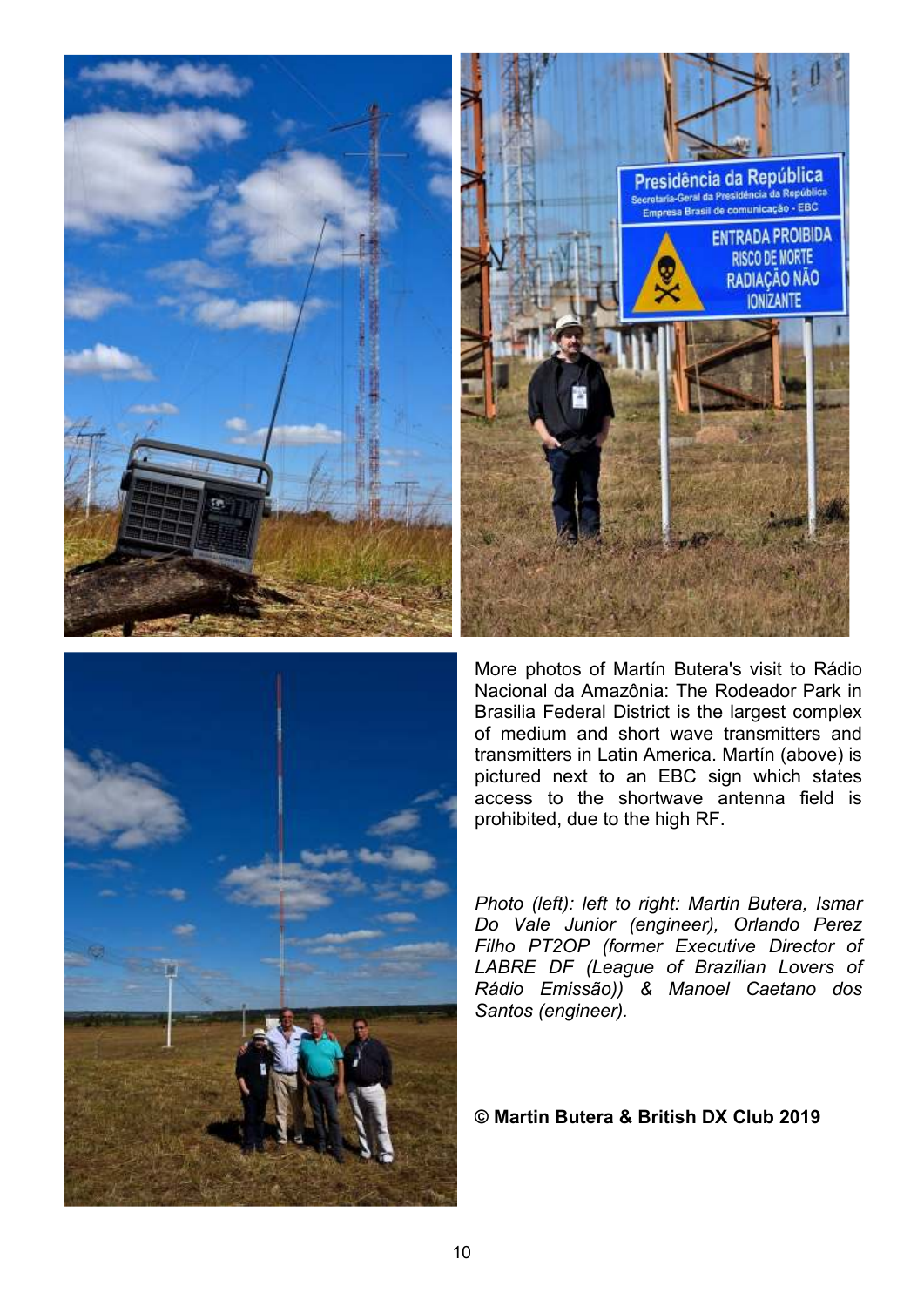More photos of Martín Butera's visit to Rádio Nacional da Amazônia: The Rodeador Park in Brasilia Federal District is the largest complex of medium and short wave transmitters and transmitters in Latin America. Martín (above) is pictured next to an EBC sign which states access to the shortwave antenna field is prohibited, due to the high RF.

*Photo (left): left to right: Martin Butera, Ismar Do Vale Junior (engineer), Orlando Perez Filho PT2OP (former Executive Director of LABRE DF (League of Brazilian Lovers of Rádio Emissão)) & Manoel Caetano dos Santos (engineer).*

**© Martin Butera & British DX Club 2019**